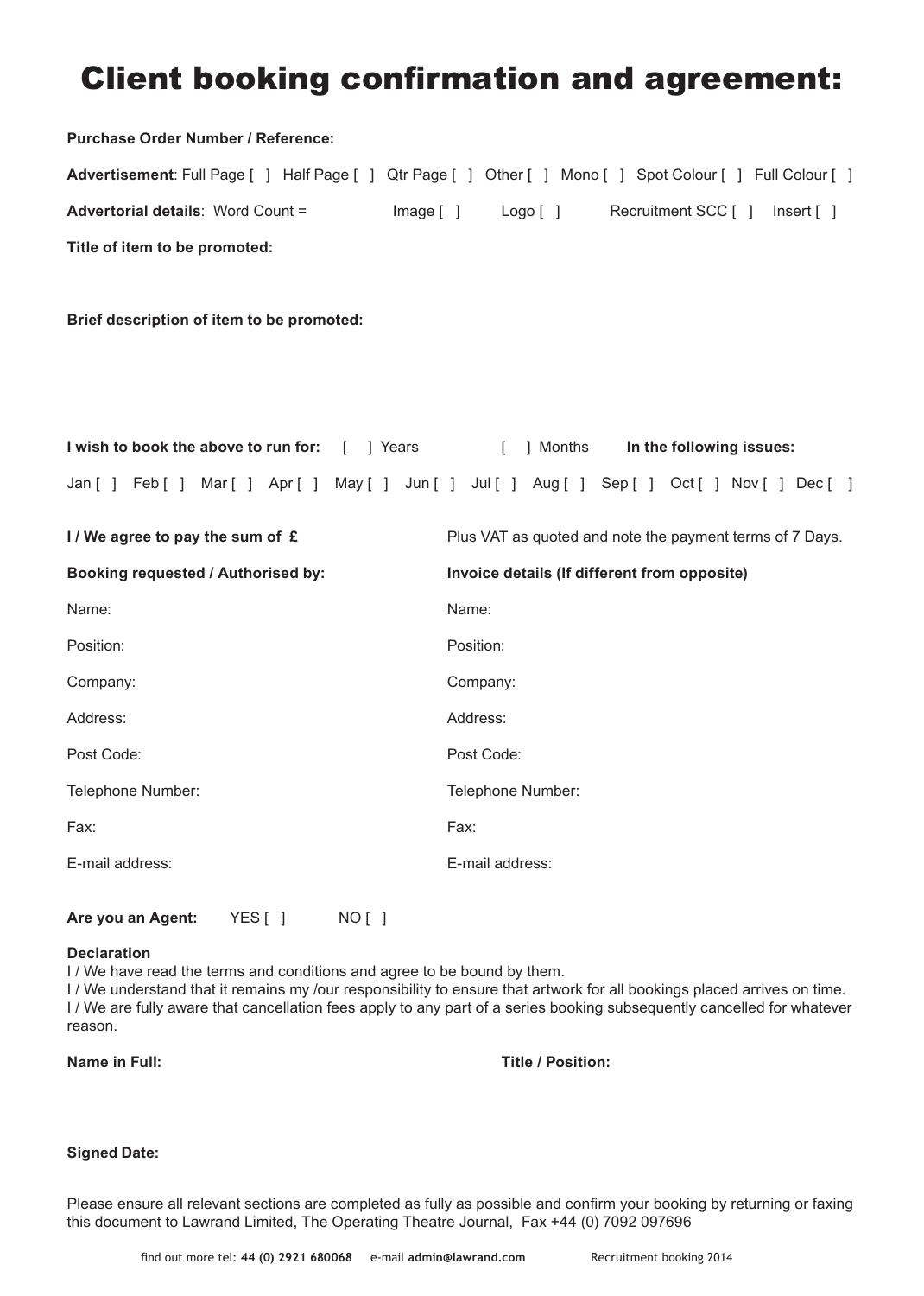# Client booking confirmation and agreement:

**Purchase Order Number / Reference:**

**Advertisement**: Full Page [ ] Half Page [ ] Qtr Page [ ] Other [ ] Mono [ ] Spot Colour [ ] Full Colour [ ]

**Advertorial details**: Word Count = Image [ ] Logo [ ] Recruitment SCC [ ] Insert [ ]

**Title of item to be promoted:**

**Brief description of item to be promoted:**

**I wish to book the above to run for:** [ ] Years [ ] Months **In the following issues:**

Jan [ ] Feb [ ] Mar [ ] Apr [ ] May [ ] Jun [ ] Jul [ ] Aug [ ] Sep [ ] Oct [ ] Nov [ ] Dec [ ]

**I / We agree to pay the sum of £** Plus VAT as quoted and note the payment terms of 7 Days.

| **Booking requested / Authorised by:** | **Invoice details (If different from opposite)** |
|---|---|
| Name: | Name: |
| Position: | Position: |
| Company: | Company: |
| Address: | Address: |
| Post Code: | Post Code: |
| Telephone Number: | Telephone Number: |
| Fax: | Fax: |
| E-mail address: | E-mail address: |

**Are you an Agent:** YES [ ] NO [ ]

**Declaration**

I / We have read the terms and conditions and agree to be bound by them.
I / We understand that it remains my /our responsibility to ensure that artwork for all bookings placed arrives on time.
I / We are fully aware that cancellation fees apply to any part of a series booking subsequently cancelled for whatever reason.

**Name in Full:** **Title / Position:**

**Signed Date:**

Please ensure all relevant sections are completed as fully as possible and confirm your booking by returning or faxing this document to Lawrand Limited, The Operating Theatre Journal, Fax +44 (0) 7092 097696

find out more tel: **44 (0) 2921 680068** e-mail **admin@lawrand.com** Recruitment booking 2014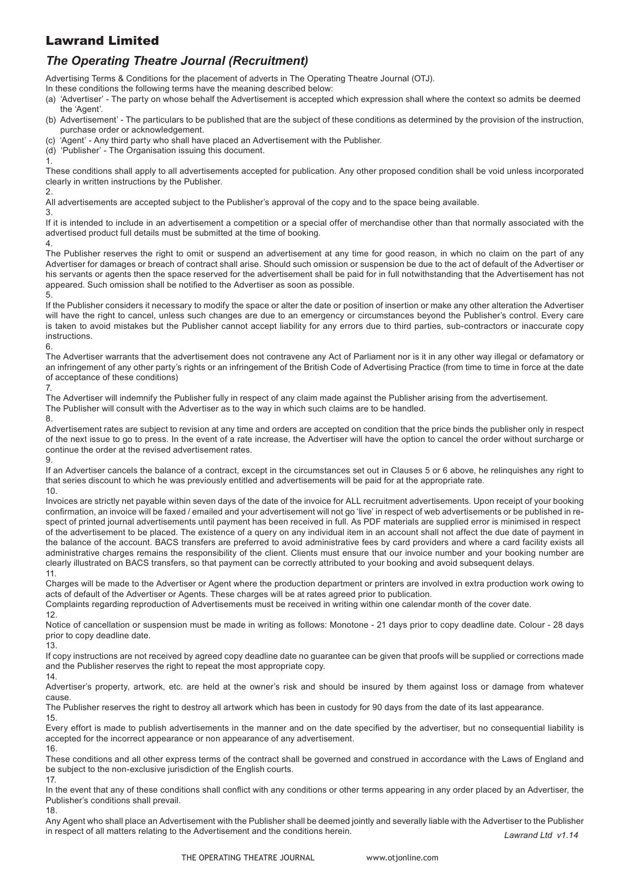# Lawrand Limited

## *The Operating Theatre Journal (Recruitment)*

Advertising Terms & Conditions for the placement of adverts in The Operating Theatre Journal (OTJ).

In these conditions the following terms have the meaning described below:

(a) 'Advertiser' - The party on whose behalf the Advertisement is accepted which expression shall where the context so admits be deemed the 'Agent'.

(b) Advertisement' - The particulars to be published that are the subject of these conditions as determined by the provision of the instruction, purchase order or acknowledgement.

(c) 'Agent' - Any third party who shall have placed an Advertisement with the Publisher.

(d) 'Publisher' - The Organisation issuing this document.

1.

These conditions shall apply to all advertisements accepted for publication. Any other proposed condition shall be void unless incorporated clearly in written instructions by the Publisher.

2.

All advertisements are accepted subject to the Publisher's approval of the copy and to the space being available.

3.

If it is intended to include in an advertisement a competition or a special offer of merchandise other than that normally associated with the advertised product full details must be submitted at the time of booking.

4.

The Publisher reserves the right to omit or suspend an advertisement at any time for good reason, in which no claim on the part of any Advertiser for damages or breach of contract shall arise. Should such omission or suspension be due to the act of default of the Advertiser or his servants or agents then the space reserved for the advertisement shall be paid for in full notwithstanding that the Advertisement has not appeared. Such omission shall be notified to the Advertiser as soon as possible.

5.

If the Publisher considers it necessary to modify the space or alter the date or position of insertion or make any other alteration the Advertiser will have the right to cancel, unless such changes are due to an emergency or circumstances beyond the Publisher's control. Every care is taken to avoid mistakes but the Publisher cannot accept liability for any errors due to third parties, sub-contractors or inaccurate copy instructions.

6.

The Advertiser warrants that the advertisement does not contravene any Act of Parliament nor is it in any other way illegal or defamatory or an infringement of any other party's rights or an infringement of the British Code of Advertising Practice (from time to time in force at the date of acceptance of these conditions)

7.

The Advertiser will indemnify the Publisher fully in respect of any claim made against the Publisher arising from the advertisement.

The Publisher will consult with the Advertiser as to the way in which such claims are to be handled.

8.

Advertisement rates are subject to revision at any time and orders are accepted on condition that the price binds the publisher only in respect of the next issue to go to press. In the event of a rate increase, the Advertiser will have the option to cancel the order without surcharge or continue the order at the revised advertisement rates.

9.

If an Advertiser cancels the balance of a contract, except in the circumstances set out in Clauses 5 or 6 above, he relinquishes any right to that series discount to which he was previously entitled and advertisements will be paid for at the appropriate rate.

10.

Invoices are strictly net payable within seven days of the date of the invoice for ALL recruitment advertisements. Upon receipt of your booking confirmation, an invoice will be faxed / emailed and your advertisement will not go 'live' in respect of web advertisements or be published in respect of printed journal advertisements until payment has been received in full. As PDF materials are supplied error is minimised in respect of the advertisement to be placed. The existence of a query on any individual item in an account shall not affect the due date of payment in the balance of the account. BACS transfers are preferred to avoid administrative fees by card providers and where a card facility exists all administrative charges remains the responsibility of the client. Clients must ensure that our invoice number and your booking number are clearly illustrated on BACS transfers, so that payment can be correctly attributed to your booking and avoid subsequent delays.

11.

Charges will be made to the Advertiser or Agent where the production department or printers are involved in extra production work owing to acts of default of the Advertiser or Agents. These charges will be at rates agreed prior to publication.

Complaints regarding reproduction of Advertisements must be received in writing within one calendar month of the cover date.

12.

Notice of cancellation or suspension must be made in writing as follows: Monotone - 21 days prior to copy deadline date. Colour - 28 days prior to copy deadline date.

13.

If copy instructions are not received by agreed copy deadline date no guarantee can be given that proofs will be supplied or corrections made and the Publisher reserves the right to repeat the most appropriate copy.

14.

Advertiser's property, artwork, etc. are held at the owner's risk and should be insured by them against loss or damage from whatever cause.

The Publisher reserves the right to destroy all artwork which has been in custody for 90 days from the date of its last appearance.

15.

Every effort is made to publish advertisements in the manner and on the date specified by the advertiser, but no consequential liability is accepted for the incorrect appearance or non appearance of any advertisement.

16.

These conditions and all other express terms of the contract shall be governed and construed in accordance with the Laws of England and be subject to the non-exclusive jurisdiction of the English courts.

17.

In the event that any of these conditions shall conflict with any conditions or other terms appearing in any order placed by an Advertiser, the Publisher's conditions shall prevail.

18.

Any Agent who shall place an Advertisement with the Publisher shall be deemed jointly and severally liable with the Advertiser to the Publisher in respect of all matters relating to the Advertisement and the conditions herein.

*Lawrand Ltd v1.14*